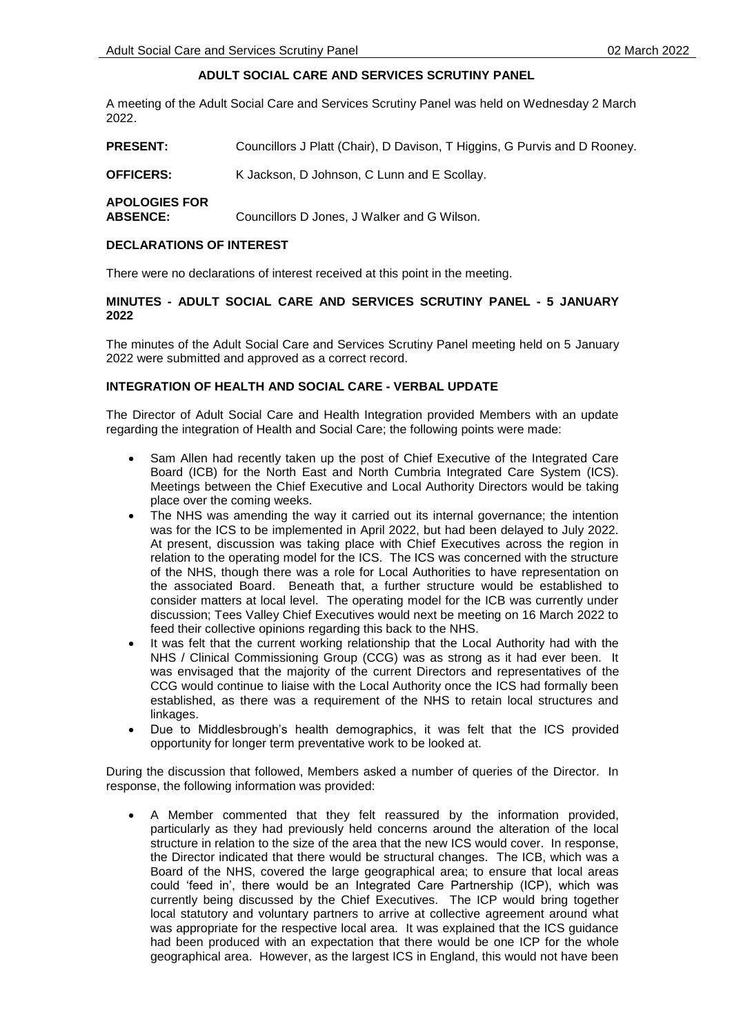# ADULT SOCIAL CARE AND SERVICES SCRUTINY PANEL

A meeting of the Adult Social Care and Services Scrutiny Panel was held on Wednesday 2 March 2022.

**PRESENT:** Councillors J Platt (Chair), D Davison, T Higgins, G Purvis and D Rooney.

**OFFICERS:** K Jackson, D Johnson, C Lunn and E Scollay.

**APOLOGIES FOR ABSENCE:** Councillors D Jones, J Walker and G Wilson.

## DECLARATIONS OF INTEREST

There were no declarations of interest received at this point in the meeting.

## MINUTES - ADULT SOCIAL CARE AND SERVICES SCRUTINY PANEL - 5 JANUARY 2022

The minutes of the Adult Social Care and Services Scrutiny Panel meeting held on 5 January 2022 were submitted and approved as a correct record.

## INTEGRATION OF HEALTH AND SOCIAL CARE - VERBAL UPDATE

The Director of Adult Social Care and Health Integration provided Members with an update regarding the integration of Health and Social Care; the following points were made:

- Sam Allen had recently taken up the post of Chief Executive of the Integrated Care Board (ICB) for the North East and North Cumbria Integrated Care System (ICS). Meetings between the Chief Executive and Local Authority Directors would be taking place over the coming weeks.
- The NHS was amending the way it carried out its internal governance; the intention was for the ICS to be implemented in April 2022, but had been delayed to July 2022. At present, discussion was taking place with Chief Executives across the region in relation to the operating model for the ICS. The ICS was concerned with the structure of the NHS, though there was a role for Local Authorities to have representation on the associated Board. Beneath that, a further structure would be established to consider matters at local level. The operating model for the ICB was currently under discussion; Tees Valley Chief Executives would next be meeting on 16 March 2022 to feed their collective opinions regarding this back to the NHS.
- It was felt that the current working relationship that the Local Authority had with the NHS / Clinical Commissioning Group (CCG) was as strong as it had ever been. It was envisaged that the majority of the current Directors and representatives of the CCG would continue to liaise with the Local Authority once the ICS had formally been established, as there was a requirement of the NHS to retain local structures and linkages.
- Due to Middlesbrough's health demographics, it was felt that the ICS provided opportunity for longer term preventative work to be looked at.

During the discussion that followed, Members asked a number of queries of the Director. In response, the following information was provided:

- A Member commented that they felt reassured by the information provided, particularly as they had previously held concerns around the alteration of the local structure in relation to the size of the area that the new ICS would cover. In response, the Director indicated that there would be structural changes. The ICB, which was a Board of the NHS, covered the large geographical area; to ensure that local areas could 'feed in', there would be an Integrated Care Partnership (ICP), which was currently being discussed by the Chief Executives. The ICP would bring together local statutory and voluntary partners to arrive at collective agreement around what was appropriate for the respective local area. It was explained that the ICS guidance had been produced with an expectation that there would be one ICP for the whole geographical area. However, as the largest ICS in England, this would not have been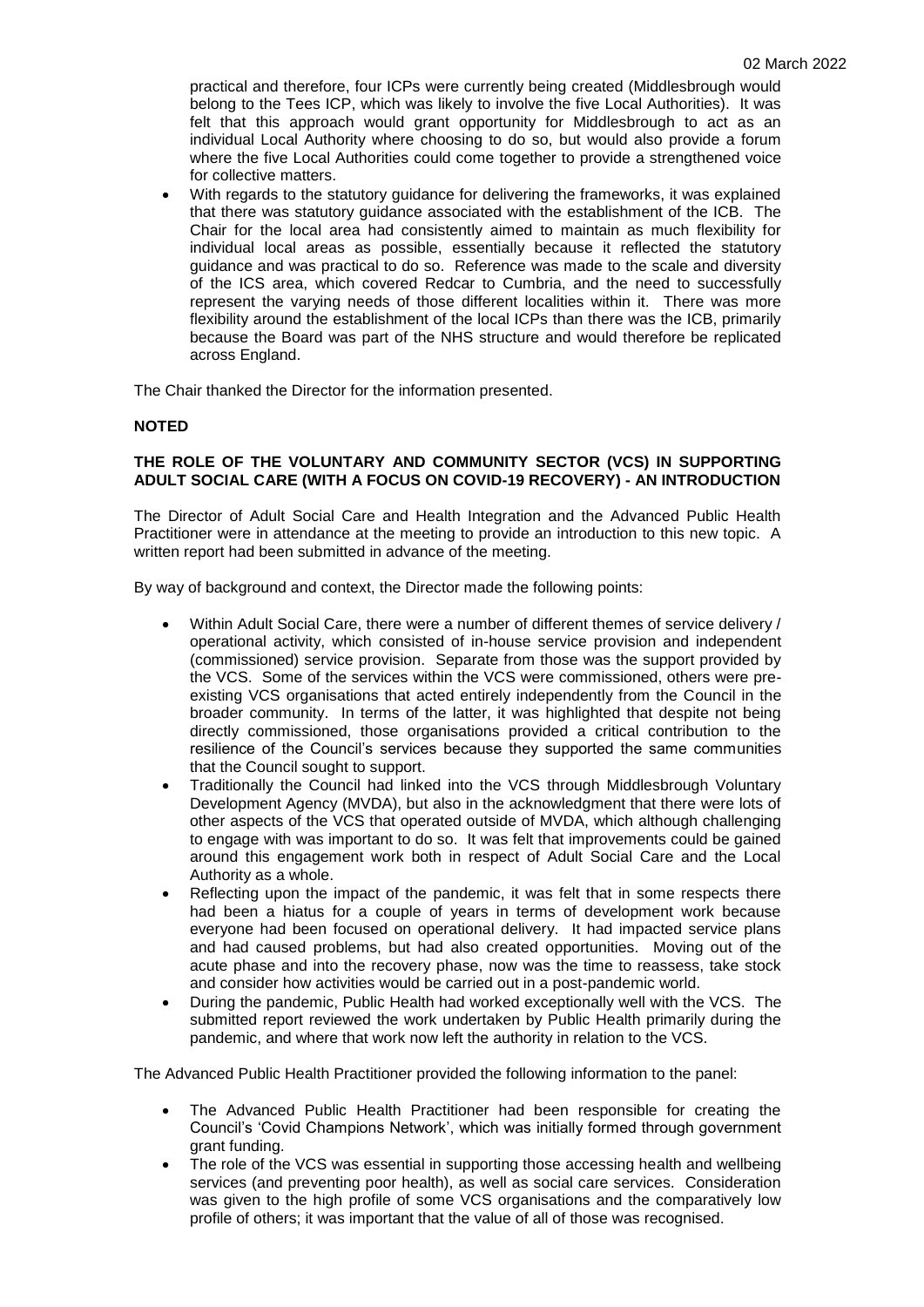practical and therefore, four ICPs were currently being created (Middlesbrough would belong to the Tees ICP, which was likely to involve the five Local Authorities). It was felt that this approach would grant opportunity for Middlesbrough to act as an individual Local Authority where choosing to do so, but would also provide a forum where the five Local Authorities could come together to provide a strengthened voice for collective matters.

- With regards to the statutory guidance for delivering the frameworks, it was explained that there was statutory guidance associated with the establishment of the ICB. The Chair for the local area had consistently aimed to maintain as much flexibility for individual local areas as possible, essentially because it reflected the statutory guidance and was practical to do so. Reference was made to the scale and diversity of the ICS area, which covered Redcar to Cumbria, and the need to successfully represent the varying needs of those different localities within it. There was more flexibility around the establishment of the local ICPs than there was the ICB, primarily because the Board was part of the NHS structure and would therefore be replicated across England.

The Chair thanked the Director for the information presented.

**NOTED**

**THE ROLE OF THE VOLUNTARY AND COMMUNITY SECTOR (VCS) IN SUPPORTING ADULT SOCIAL CARE (WITH A FOCUS ON COVID-19 RECOVERY) - AN INTRODUCTION**

The Director of Adult Social Care and Health Integration and the Advanced Public Health Practitioner were in attendance at the meeting to provide an introduction to this new topic. A written report had been submitted in advance of the meeting.

By way of background and context, the Director made the following points:

- Within Adult Social Care, there were a number of different themes of service delivery / operational activity, which consisted of in-house service provision and independent (commissioned) service provision. Separate from those was the support provided by the VCS. Some of the services within the VCS were commissioned, others were pre-existing VCS organisations that acted entirely independently from the Council in the broader community. In terms of the latter, it was highlighted that despite not being directly commissioned, those organisations provided a critical contribution to the resilience of the Council's services because they supported the same communities that the Council sought to support.
- Traditionally the Council had linked into the VCS through Middlesbrough Voluntary Development Agency (MVDA), but also in the acknowledgment that there were lots of other aspects of the VCS that operated outside of MVDA, which although challenging to engage with was important to do so. It was felt that improvements could be gained around this engagement work both in respect of Adult Social Care and the Local Authority as a whole.
- Reflecting upon the impact of the pandemic, it was felt that in some respects there had been a hiatus for a couple of years in terms of development work because everyone had been focused on operational delivery. It had impacted service plans and had caused problems, but had also created opportunities. Moving out of the acute phase and into the recovery phase, now was the time to reassess, take stock and consider how activities would be carried out in a post-pandemic world.
- During the pandemic, Public Health had worked exceptionally well with the VCS. The submitted report reviewed the work undertaken by Public Health primarily during the pandemic, and where that work now left the authority in relation to the VCS.

The Advanced Public Health Practitioner provided the following information to the panel:

- The Advanced Public Health Practitioner had been responsible for creating the Council's 'Covid Champions Network', which was initially formed through government grant funding.
- The role of the VCS was essential in supporting those accessing health and wellbeing services (and preventing poor health), as well as social care services. Consideration was given to the high profile of some VCS organisations and the comparatively low profile of others; it was important that the value of all of those was recognised.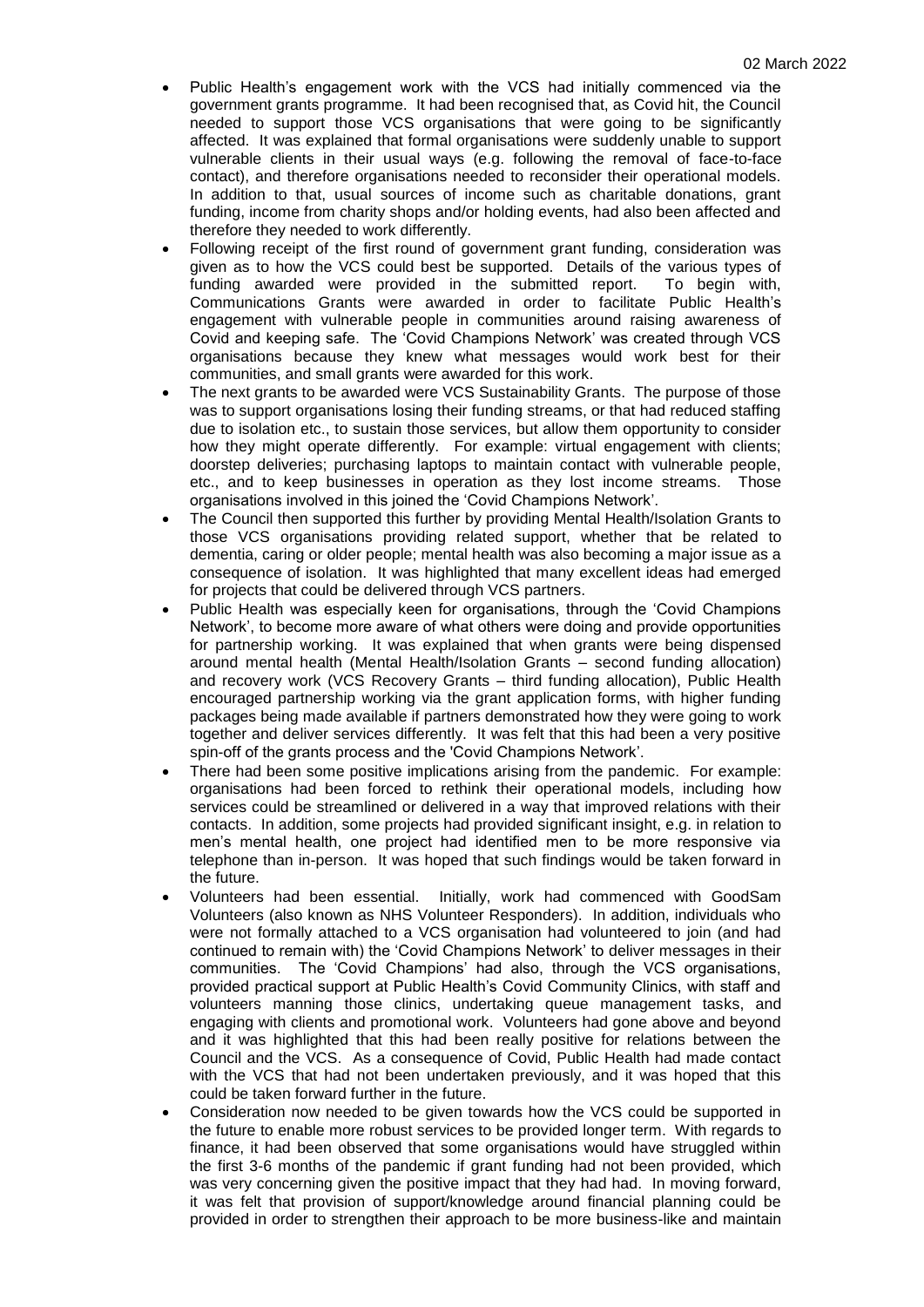- Public Health's engagement work with the VCS had initially commenced via the government grants programme. It had been recognised that, as Covid hit, the Council needed to support those VCS organisations that were going to be significantly affected. It was explained that formal organisations were suddenly unable to support vulnerable clients in their usual ways (e.g. following the removal of face-to-face contact), and therefore organisations needed to reconsider their operational models. In addition to that, usual sources of income such as charitable donations, grant funding, income from charity shops and/or holding events, had also been affected and therefore they needed to work differently.
- Following receipt of the first round of government grant funding, consideration was given as to how the VCS could best be supported. Details of the various types of funding awarded were provided in the submitted report. To begin with, Communications Grants were awarded in order to facilitate Public Health's engagement with vulnerable people in communities around raising awareness of Covid and keeping safe. The 'Covid Champions Network' was created through VCS organisations because they knew what messages would work best for their communities, and small grants were awarded for this work.
- The next grants to be awarded were VCS Sustainability Grants. The purpose of those was to support organisations losing their funding streams, or that had reduced staffing due to isolation etc., to sustain those services, but allow them opportunity to consider how they might operate differently. For example: virtual engagement with clients; doorstep deliveries; purchasing laptops to maintain contact with vulnerable people, etc., and to keep businesses in operation as they lost income streams. Those organisations involved in this joined the 'Covid Champions Network'.
- The Council then supported this further by providing Mental Health/Isolation Grants to those VCS organisations providing related support, whether that be related to dementia, caring or older people; mental health was also becoming a major issue as a consequence of isolation. It was highlighted that many excellent ideas had emerged for projects that could be delivered through VCS partners.
- Public Health was especially keen for organisations, through the 'Covid Champions Network', to become more aware of what others were doing and provide opportunities for partnership working. It was explained that when grants were being dispensed around mental health (Mental Health/Isolation Grants – second funding allocation) and recovery work (VCS Recovery Grants – third funding allocation), Public Health encouraged partnership working via the grant application forms, with higher funding packages being made available if partners demonstrated how they were going to work together and deliver services differently. It was felt that this had been a very positive spin-off of the grants process and the 'Covid Champions Network'.
- There had been some positive implications arising from the pandemic. For example: organisations had been forced to rethink their operational models, including how services could be streamlined or delivered in a way that improved relations with their contacts. In addition, some projects had provided significant insight, e.g. in relation to men's mental health, one project had identified men to be more responsive via telephone than in-person. It was hoped that such findings would be taken forward in the future.
- Volunteers had been essential. Initially, work had commenced with GoodSam Volunteers (also known as NHS Volunteer Responders). In addition, individuals who were not formally attached to a VCS organisation had volunteered to join (and had continued to remain with) the 'Covid Champions Network' to deliver messages in their communities. The 'Covid Champions' had also, through the VCS organisations, provided practical support at Public Health's Covid Community Clinics, with staff and volunteers manning those clinics, undertaking queue management tasks, and engaging with clients and promotional work. Volunteers had gone above and beyond and it was highlighted that this had been really positive for relations between the Council and the VCS. As a consequence of Covid, Public Health had made contact with the VCS that had not been undertaken previously, and it was hoped that this could be taken forward further in the future.
- Consideration now needed to be given towards how the VCS could be supported in the future to enable more robust services to be provided longer term. With regards to finance, it had been observed that some organisations would have struggled within the first 3-6 months of the pandemic if grant funding had not been provided, which was very concerning given the positive impact that they had had. In moving forward, it was felt that provision of support/knowledge around financial planning could be provided in order to strengthen their approach to be more business-like and maintain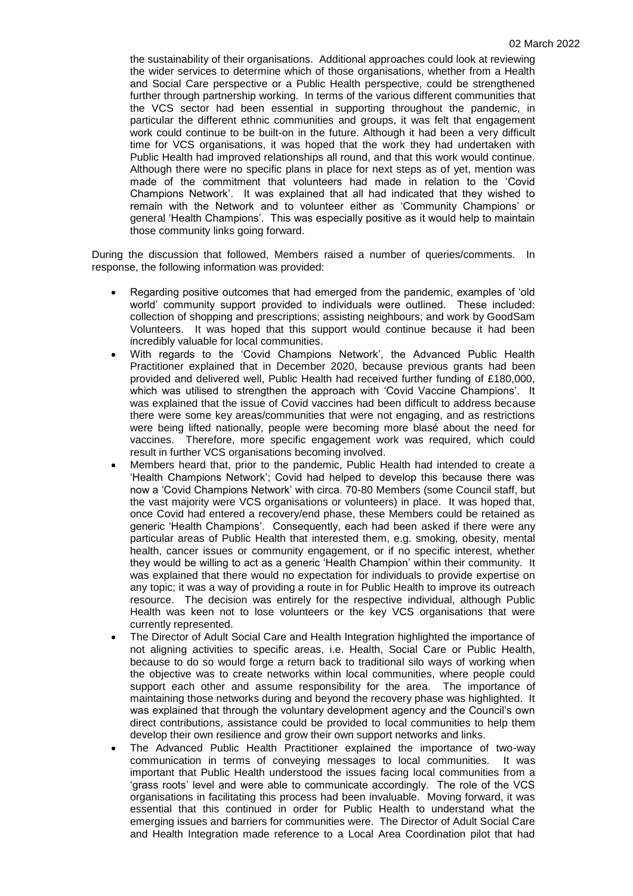the sustainability of their organisations. Additional approaches could look at reviewing the wider services to determine which of those organisations, whether from a Health and Social Care perspective or a Public Health perspective, could be strengthened further through partnership working. In terms of the various different communities that the VCS sector had been essential in supporting throughout the pandemic, in particular the different ethnic communities and groups, it was felt that engagement work could continue to be built-on in the future. Although it had been a very difficult time for VCS organisations, it was hoped that the work they had undertaken with Public Health had improved relationships all round, and that this work would continue. Although there were no specific plans in place for next steps as of yet, mention was made of the commitment that volunteers had made in relation to the 'Covid Champions Network'. It was explained that all had indicated that they wished to remain with the Network and to volunteer either as 'Community Champions' or general 'Health Champions'. This was especially positive as it would help to maintain those community links going forward.

During the discussion that followed, Members raised a number of queries/comments. In response, the following information was provided:

- Regarding positive outcomes that had emerged from the pandemic, examples of 'old world' community support provided to individuals were outlined. These included: collection of shopping and prescriptions; assisting neighbours; and work by GoodSam Volunteers. It was hoped that this support would continue because it had been incredibly valuable for local communities.
- With regards to the 'Covid Champions Network', the Advanced Public Health Practitioner explained that in December 2020, because previous grants had been provided and delivered well, Public Health had received further funding of £180,000, which was utilised to strengthen the approach with 'Covid Vaccine Champions'. It was explained that the issue of Covid vaccines had been difficult to address because there were some key areas/communities that were not engaging, and as restrictions were being lifted nationally, people were becoming more blasé about the need for vaccines. Therefore, more specific engagement work was required, which could result in further VCS organisations becoming involved.
- Members heard that, prior to the pandemic, Public Health had intended to create a 'Health Champions Network'; Covid had helped to develop this because there was now a 'Covid Champions Network' with circa. 70-80 Members (some Council staff, but the vast majority were VCS organisations or volunteers) in place. It was hoped that, once Covid had entered a recovery/end phase, these Members could be retained as generic 'Health Champions'. Consequently, each had been asked if there were any particular areas of Public Health that interested them, e.g. smoking, obesity, mental health, cancer issues or community engagement, or if no specific interest, whether they would be willing to act as a generic 'Health Champion' within their community. It was explained that there would no expectation for individuals to provide expertise on any topic; it was a way of providing a route in for Public Health to improve its outreach resource. The decision was entirely for the respective individual, although Public Health was keen not to lose volunteers or the key VCS organisations that were currently represented.
- The Director of Adult Social Care and Health Integration highlighted the importance of not aligning activities to specific areas, i.e. Health, Social Care or Public Health, because to do so would forge a return back to traditional silo ways of working when the objective was to create networks within local communities, where people could support each other and assume responsibility for the area. The importance of maintaining those networks during and beyond the recovery phase was highlighted. It was explained that through the voluntary development agency and the Council's own direct contributions, assistance could be provided to local communities to help them develop their own resilience and grow their own support networks and links.
- The Advanced Public Health Practitioner explained the importance of two-way communication in terms of conveying messages to local communities. It was important that Public Health understood the issues facing local communities from a 'grass roots' level and were able to communicate accordingly. The role of the VCS organisations in facilitating this process had been invaluable. Moving forward, it was essential that this continued in order for Public Health to understand what the emerging issues and barriers for communities were. The Director of Adult Social Care and Health Integration made reference to a Local Area Coordination pilot that had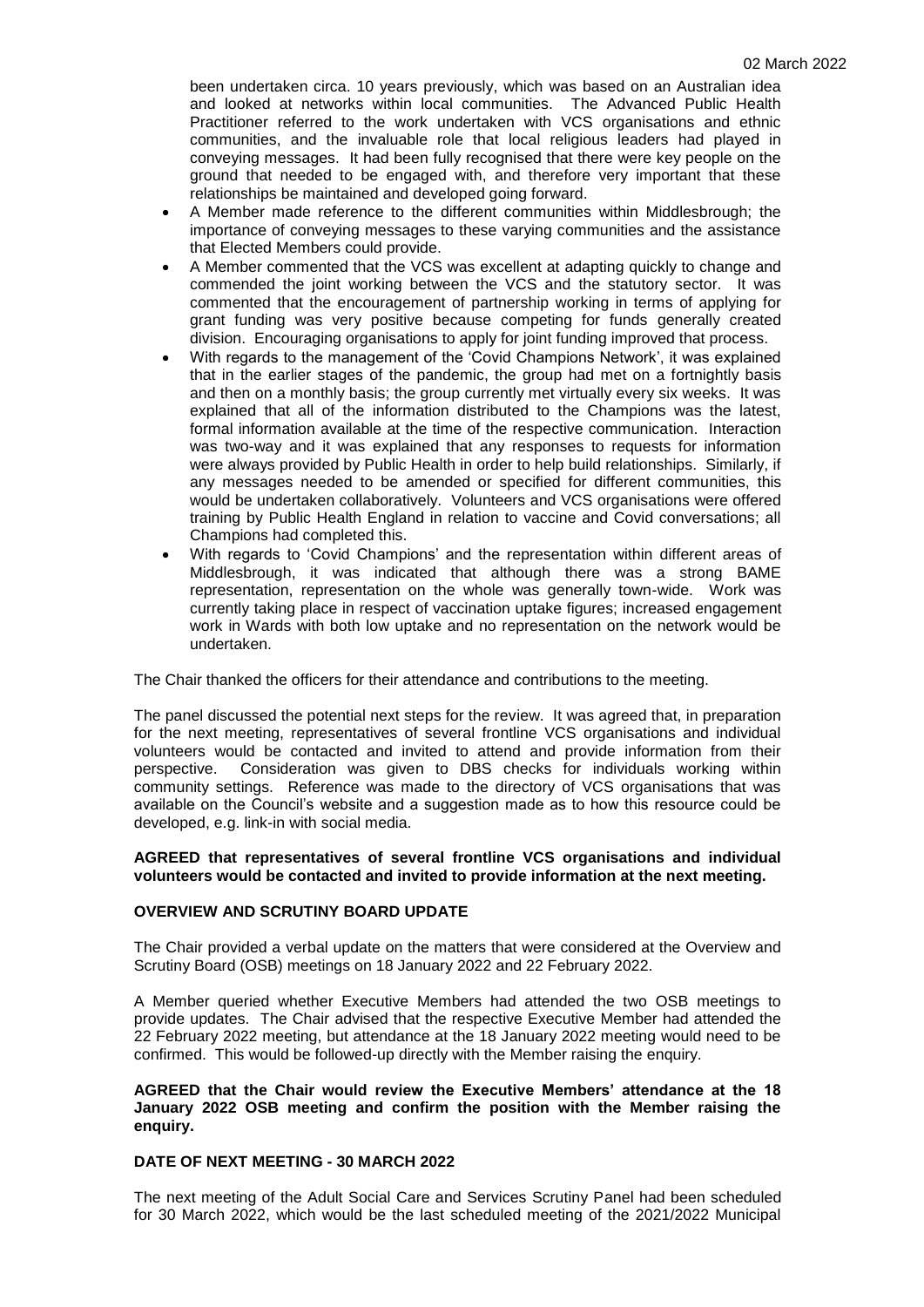been undertaken circa. 10 years previously, which was based on an Australian idea and looked at networks within local communities. The Advanced Public Health Practitioner referred to the work undertaken with VCS organisations and ethnic communities, and the invaluable role that local religious leaders had played in conveying messages. It had been fully recognised that there were key people on the ground that needed to be engaged with, and therefore very important that these relationships be maintained and developed going forward.

- A Member made reference to the different communities within Middlesbrough; the importance of conveying messages to these varying communities and the assistance that Elected Members could provide.
- A Member commented that the VCS was excellent at adapting quickly to change and commended the joint working between the VCS and the statutory sector. It was commented that the encouragement of partnership working in terms of applying for grant funding was very positive because competing for funds generally created division. Encouraging organisations to apply for joint funding improved that process.
- With regards to the management of the 'Covid Champions Network', it was explained that in the earlier stages of the pandemic, the group had met on a fortnightly basis and then on a monthly basis; the group currently met virtually every six weeks. It was explained that all of the information distributed to the Champions was the latest, formal information available at the time of the respective communication. Interaction was two-way and it was explained that any responses to requests for information were always provided by Public Health in order to help build relationships. Similarly, if any messages needed to be amended or specified for different communities, this would be undertaken collaboratively. Volunteers and VCS organisations were offered training by Public Health England in relation to vaccine and Covid conversations; all Champions had completed this.
- With regards to 'Covid Champions' and the representation within different areas of Middlesbrough, it was indicated that although there was a strong BAME representation, representation on the whole was generally town-wide. Work was currently taking place in respect of vaccination uptake figures; increased engagement work in Wards with both low uptake and no representation on the network would be undertaken.

The Chair thanked the officers for their attendance and contributions to the meeting.

The panel discussed the potential next steps for the review. It was agreed that, in preparation for the next meeting, representatives of several frontline VCS organisations and individual volunteers would be contacted and invited to attend and provide information from their perspective. Consideration was given to DBS checks for individuals working within community settings. Reference was made to the directory of VCS organisations that was available on the Council's website and a suggestion made as to how this resource could be developed, e.g. link-in with social media.

**AGREED that representatives of several frontline VCS organisations and individual volunteers would be contacted and invited to provide information at the next meeting.**

**OVERVIEW AND SCRUTINY BOARD UPDATE**

The Chair provided a verbal update on the matters that were considered at the Overview and Scrutiny Board (OSB) meetings on 18 January 2022 and 22 February 2022.

A Member queried whether Executive Members had attended the two OSB meetings to provide updates. The Chair advised that the respective Executive Member had attended the 22 February 2022 meeting, but attendance at the 18 January 2022 meeting would need to be confirmed. This would be followed-up directly with the Member raising the enquiry.

**AGREED that the Chair would review the Executive Members' attendance at the 18 January 2022 OSB meeting and confirm the position with the Member raising the enquiry.**

**DATE OF NEXT MEETING - 30 MARCH 2022**

The next meeting of the Adult Social Care and Services Scrutiny Panel had been scheduled for 30 March 2022, which would be the last scheduled meeting of the 2021/2022 Municipal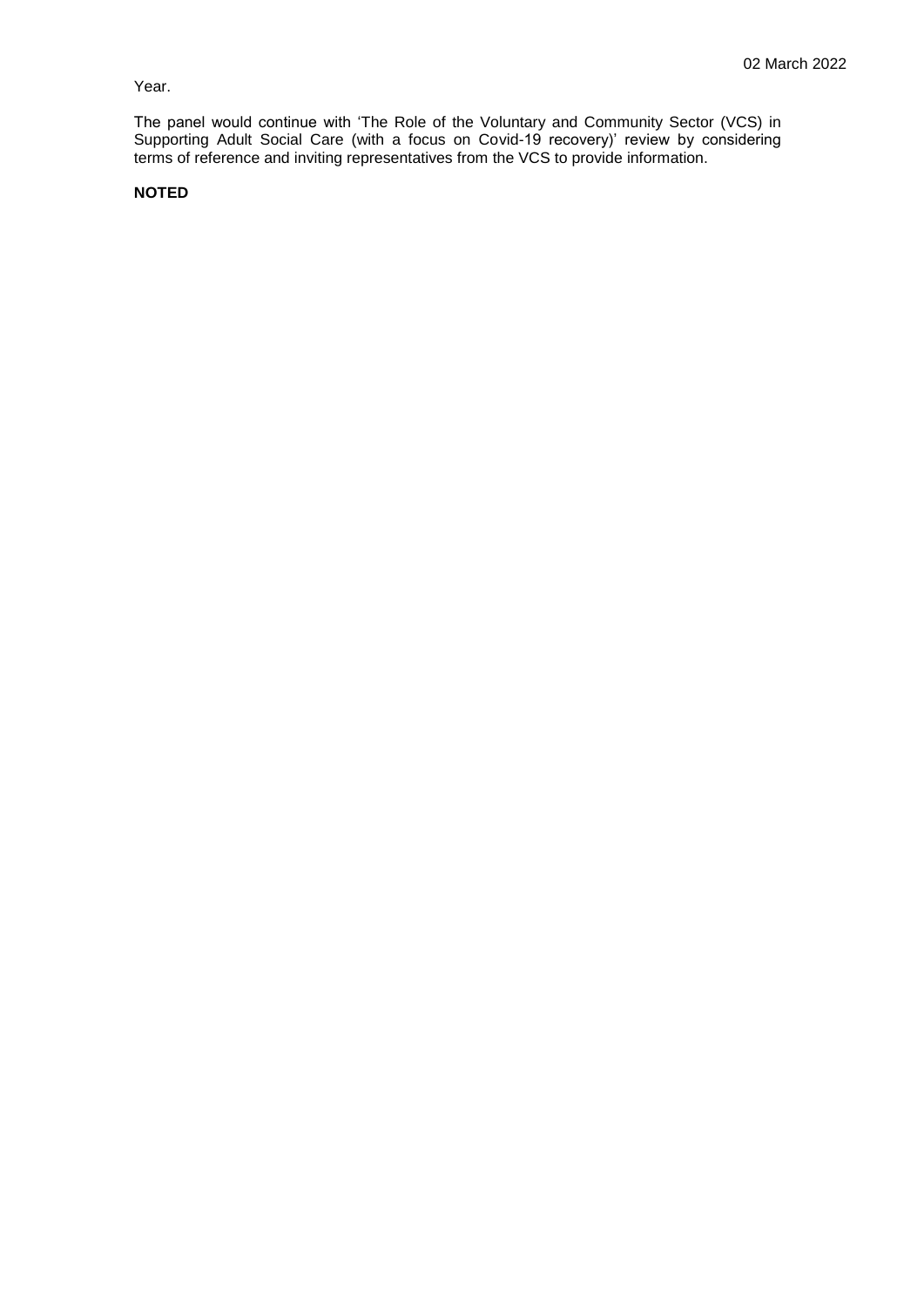Year.

The panel would continue with 'The Role of the Voluntary and Community Sector (VCS) in Supporting Adult Social Care (with a focus on Covid-19 recovery)' review by considering terms of reference and inviting representatives from the VCS to provide information.

**NOTED**